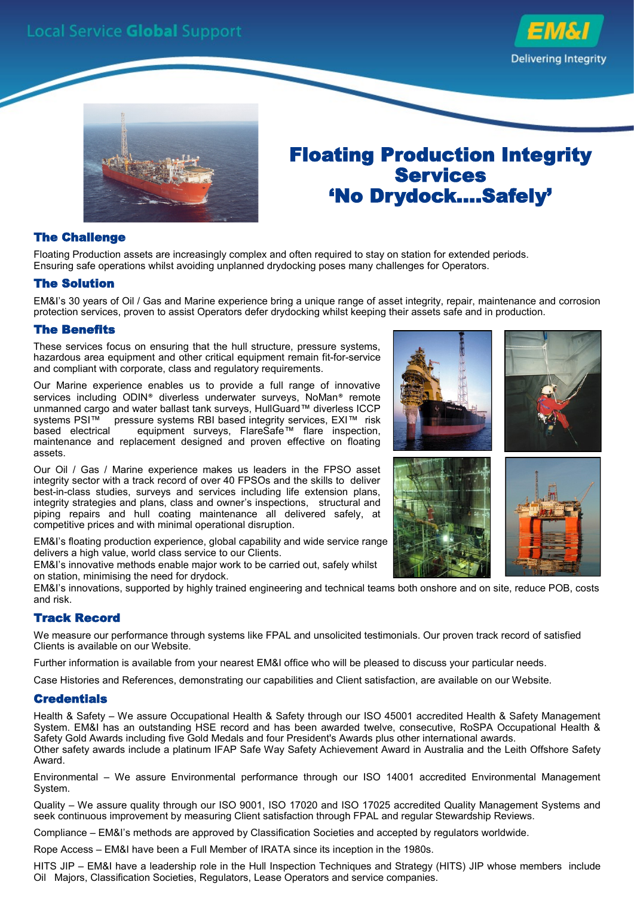Local Service **Global** Support

EM&I

Delivering Integrity

# Floating Production Integrity Services 'No Drydock....Safely'

## The Challenge

Floating Production assets are increasingly complex and often required to stay on station for extended periods. Ensuring safe operations whilst avoiding unplanned drydocking poses many challenges for Operators.

## The Solution

EM&I's 30 years of Oil / Gas and Marine experience bring a unique range of asset integrity, repair, maintenance and corrosion protection services, proven to assist Operators defer drydocking whilst keeping their assets safe and in production.

## The Benefits

These services focus on ensuring that the hull structure, pressure systems, hazardous area equipment and other critical equipment remain fit-for-service and compliant with corporate, class and regulatory requirements.

Our Marine experience enables us to provide a full range of innovative services including ODIN® diverless underwater surveys, NoMan® remote unmanned cargo and water ballast tank surveys, HullGuard™ diverless ICCP systems PSI™ pressure systems RBI based integrity services, EXI™ risk based electrical equipment surveys, FlareSafe™ flare inspection, maintenance and replacement designed and proven effective on floating assets.

Our Oil / Gas / Marine experience makes us leaders in the FPSO asset integrity sector with a track record of over 40 FPSOs and the skills to deliver best-in-class studies, surveys and services including life extension plans, integrity strategies and plans, class and owner's inspections, structural and piping repairs and hull coating maintenance all delivered safely, at competitive prices and with minimal operational disruption.

EM&I's floating production experience, global capability and wide service range delivers a high value, world class service to our Clients.
EM&I's innovative methods enable major work to be carried out, safely whilst on station, minimising the need for drydock.
EM&I's innovations, supported by highly trained engineering and technical teams both onshore and on site, reduce POB, costs and risk.

## Track Record

We measure our performance through systems like FPAL and unsolicited testimonials. Our proven track record of satisfied Clients is available on our Website.

Further information is available from your nearest EM&I office who will be pleased to discuss your particular needs.

Case Histories and References, demonstrating our capabilities and Client satisfaction, are available on our Website.

## Credentials

Health & Safety – We assure Occupational Health & Safety through our ISO 45001 accredited Health & Safety Management System. EM&I has an outstanding HSE record and has been awarded twelve, consecutive, RoSPA Occupational Health & Safety Gold Awards including five Gold Medals and four President's Awards plus other international awards.
Other safety awards include a platinum IFAP Safe Way Safety Achievement Award in Australia and the Leith Offshore Safety Award.

Environmental – We assure Environmental performance through our ISO 14001 accredited Environmental Management System.

Quality – We assure quality through our ISO 9001, ISO 17020 and ISO 17025 accredited Quality Management Systems and seek continuous improvement by measuring Client satisfaction through FPAL and regular Stewardship Reviews.

Compliance – EM&I's methods are approved by Classification Societies and accepted by regulators worldwide.

Rope Access – EM&I have been a Full Member of IRATA since its inception in the 1980s.

HITS JIP – EM&I have a leadership role in the Hull Inspection Techniques and Strategy (HITS) JIP whose members include Oil Majors, Classification Societies, Regulators, Lease Operators and service companies.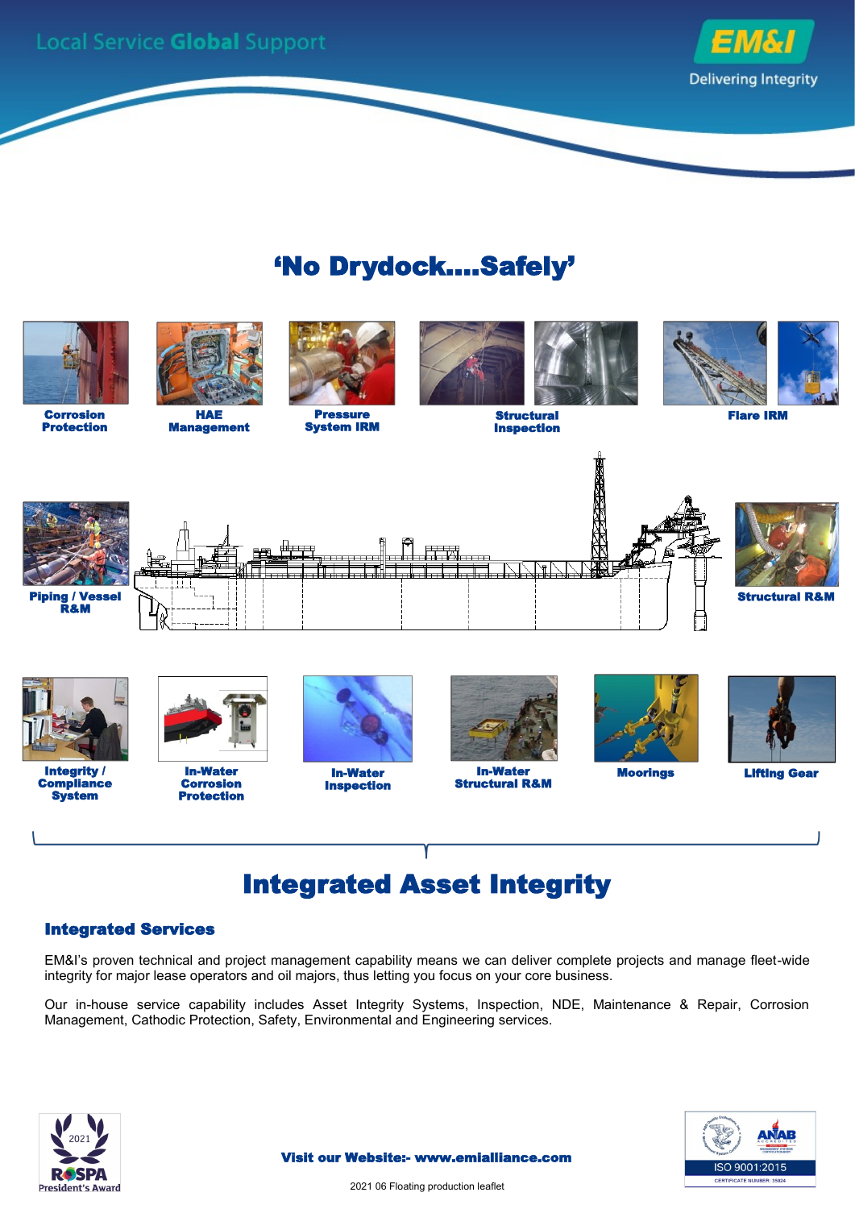Local Service **Global** Support

EM&I
Delivering Integrity

# 'No Drydock....Safely'

**Corrosion Protection**

**HAE Management**

**Pressure System IRM**

**Structural Inspection**

**Flare IRM**

**Piping / Vessel R&M**

**Structural R&M**

**Integrity / Compliance System**

**In-Water Corrosion Protection**

**In-Water Inspection**

**In-Water Structural R&M**

**Moorings**

**Lifting Gear**

# Integrated Asset Integrity

## Integrated Services

EM&I's proven technical and project management capability means we can deliver complete projects and manage fleet-wide integrity for major lease operators and oil majors, thus letting you focus on your core business.

Our in-house service capability includes Asset Integrity Systems, Inspection, NDE, Maintenance & Repair, Corrosion Management, Cathodic Protection, Safety, Environmental and Engineering services.

2021 RoSPA President's Award

**Visit our Website:- www.emialliance.com**

2021 06 Floating production leaflet

ANAB ISO 9001:2015 CERTIFICATE NUMBER: 35924